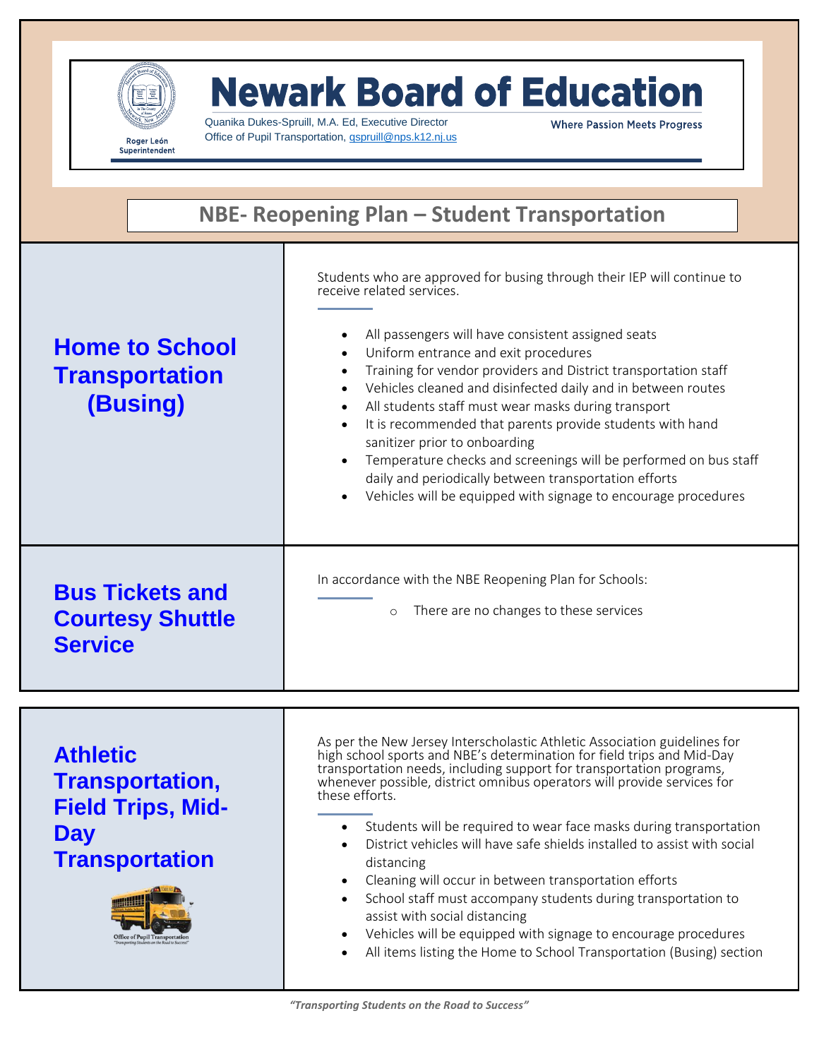# Newark Board of Education

Roger León
Superintendent

Quanika Dukes-Spruill, M.A. Ed, Executive Director
Office of Pupil Transportation, qspruill@nps.k12.nj.us

Where Passion Meets Progress

## NBE- Reopening Plan – Student Transportation

### Home to School Transportation (Busing)

Students who are approved for busing through their IEP will continue to receive related services.

- All passengers will have consistent assigned seats
- Uniform entrance and exit procedures
- Training for vendor providers and District transportation staff
- Vehicles cleaned and disinfected daily and in between routes
- All students staff must wear masks during transport
- It is recommended that parents provide students with hand sanitizer prior to onboarding
- Temperature checks and screenings will be performed on bus staff daily and periodically between transportation efforts
- Vehicles will be equipped with signage to encourage procedures

### Bus Tickets and Courtesy Shuttle Service

In accordance with the NBE Reopening Plan for Schools:

- There are no changes to these services

### Athletic Transportation, Field Trips, Mid-Day Transportation

As per the New Jersey Interscholastic Athletic Association guidelines for high school sports and NBE's determination for field trips and Mid-Day transportation needs, including support for transportation programs, whenever possible, district omnibus operators will provide services for these efforts.

- Students will be required to wear face masks during transportation
- District vehicles will have safe shields installed to assist with social distancing
- Cleaning will occur in between transportation efforts
- School staff must accompany students during transportation to assist with social distancing
- Vehicles will be equipped with signage to encourage procedures
- All items listing the Home to School Transportation (Busing) section

Office of Pupil Transportation
"Transporting Students on the Road to Success"

*"Transporting Students on the Road to Success"*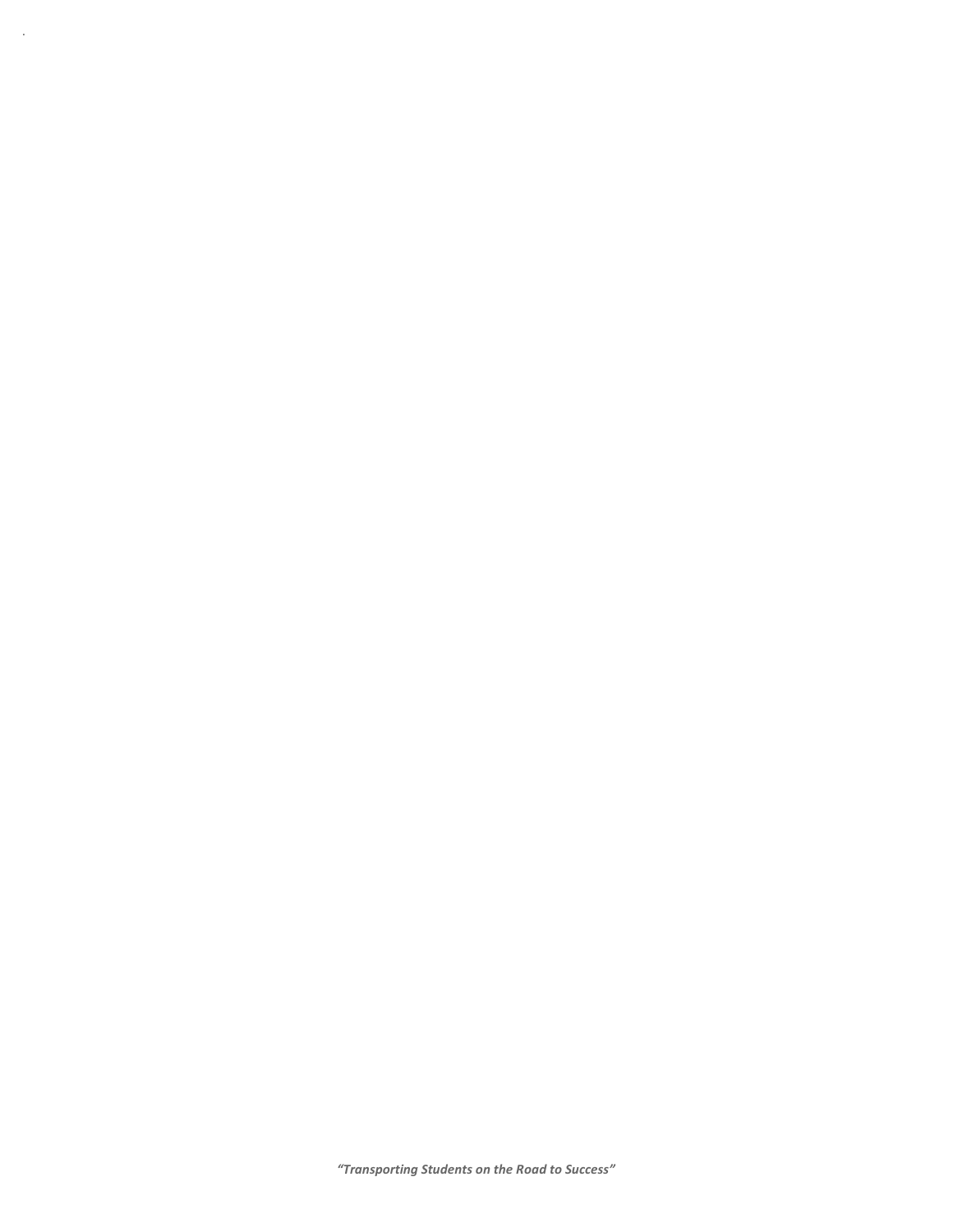*"Transporting Students on the Road to Success"*